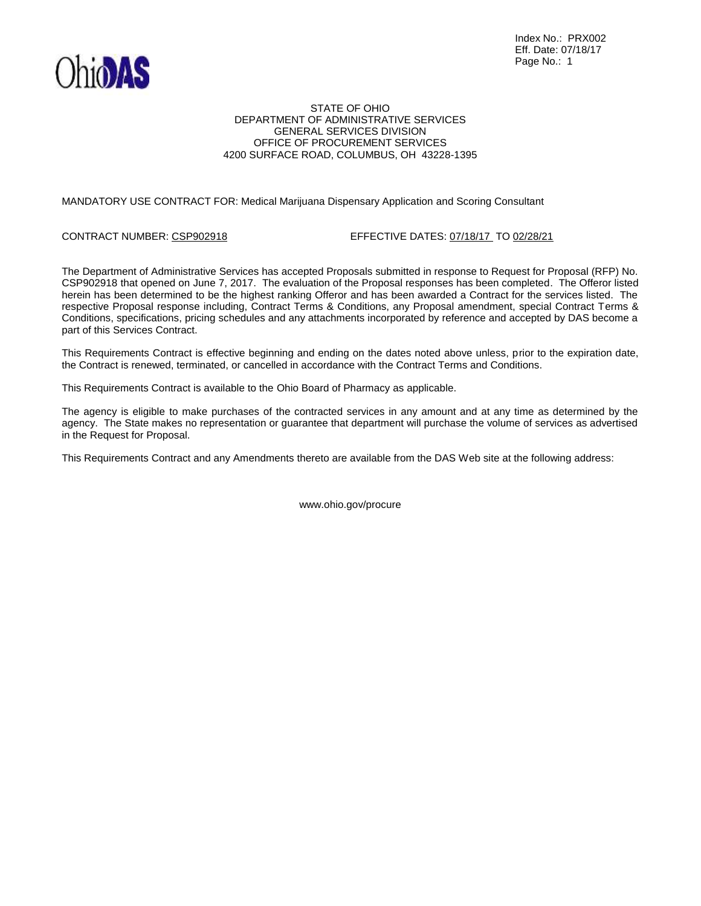Index No.: PRX002
Eff. Date: 07/18/17
Page No.: 1

STATE OF OHIO
DEPARTMENT OF ADMINISTRATIVE SERVICES
GENERAL SERVICES DIVISION
OFFICE OF PROCUREMENT SERVICES
4200 SURFACE ROAD, COLUMBUS, OH 43228-1395

MANDATORY USE CONTRACT FOR: Medical Marijuana Dispensary Application and Scoring Consultant

CONTRACT NUMBER: CSP902918 EFFECTIVE DATES: 07/18/17 TO 02/28/21

The Department of Administrative Services has accepted Proposals submitted in response to Request for Proposal (RFP) No. CSP902918 that opened on June 7, 2017. The evaluation of the Proposal responses has been completed. The Offeror listed herein has been determined to be the highest ranking Offeror and has been awarded a Contract for the services listed. The respective Proposal response including, Contract Terms & Conditions, any Proposal amendment, special Contract Terms & Conditions, specifications, pricing schedules and any attachments incorporated by reference and accepted by DAS become a part of this Services Contract.

This Requirements Contract is effective beginning and ending on the dates noted above unless, prior to the expiration date, the Contract is renewed, terminated, or cancelled in accordance with the Contract Terms and Conditions.

This Requirements Contract is available to the Ohio Board of Pharmacy as applicable.

The agency is eligible to make purchases of the contracted services in any amount and at any time as determined by the agency. The State makes no representation or guarantee that department will purchase the volume of services as advertised in the Request for Proposal.

This Requirements Contract and any Amendments thereto are available from the DAS Web site at the following address:

www.ohio.gov/procure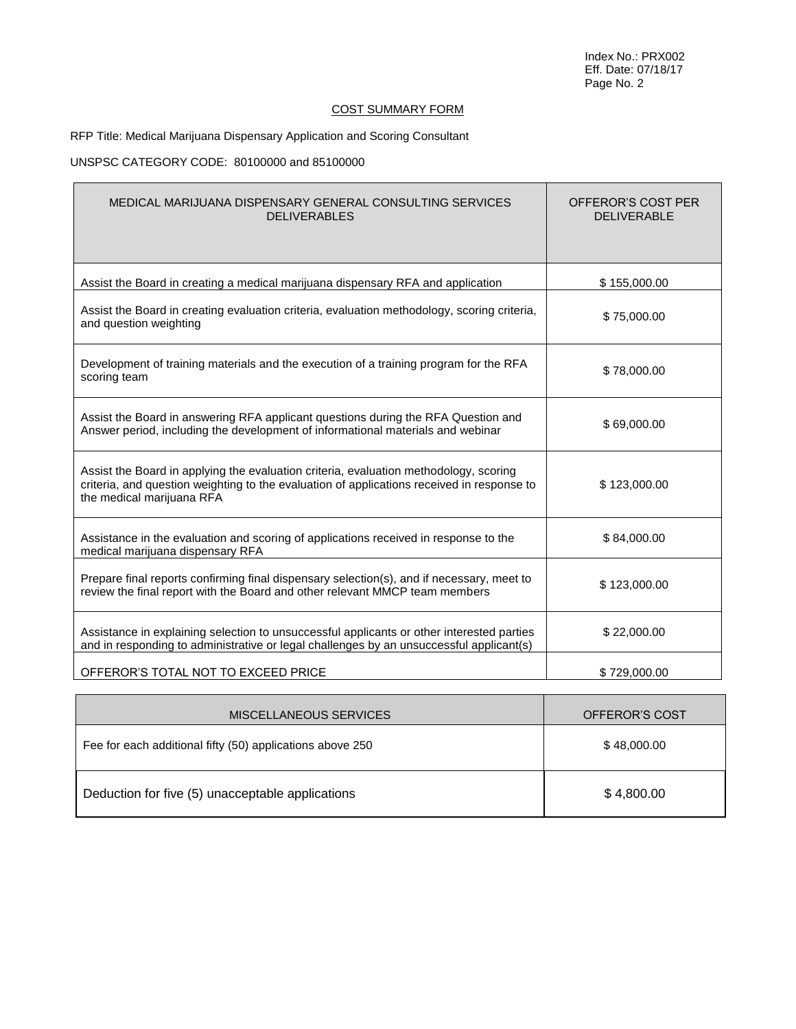## COST SUMMARY FORM

RFP Title: Medical Marijuana Dispensary Application and Scoring Consultant

UNSPSC CATEGORY CODE: 80100000 and 85100000

| MEDICAL MARIJUANA DISPENSARY GENERAL CONSULTING SERVICES DELIVERABLES | OFFEROR'S COST PER DELIVERABLE |
|---|---|
| Assist the Board in creating a medical marijuana dispensary RFA and application | $ 155,000.00 |
| Assist the Board in creating evaluation criteria, evaluation methodology, scoring criteria, and question weighting | $ 75,000.00 |
| Development of training materials and the execution of a training program for the RFA scoring team | $ 78,000.00 |
| Assist the Board in answering RFA applicant questions during the RFA Question and Answer period, including the development of informational materials and webinar | $ 69,000.00 |
| Assist the Board in applying the evaluation criteria, evaluation methodology, scoring criteria, and question weighting to the evaluation of applications received in response to the medical marijuana RFA | $ 123,000.00 |
| Assistance in the evaluation and scoring of applications received in response to the medical marijuana dispensary RFA | $ 84,000.00 |
| Prepare final reports confirming final dispensary selection(s), and if necessary, meet to review the final report with the Board and other relevant MMCP team members | $ 123,000.00 |
| Assistance in explaining selection to unsuccessful applicants or other interested parties and in responding to administrative or legal challenges by an unsuccessful applicant(s) | $ 22,000.00 |
| OFFEROR'S TOTAL NOT TO EXCEED PRICE | $ 729,000.00 |

| MISCELLANEOUS SERVICES | OFFEROR'S COST |
|---|---|
| Fee for each additional fifty (50) applications above 250 | $ 48,000.00 |
| Deduction for five (5) unacceptable applications | $ 4,800.00 |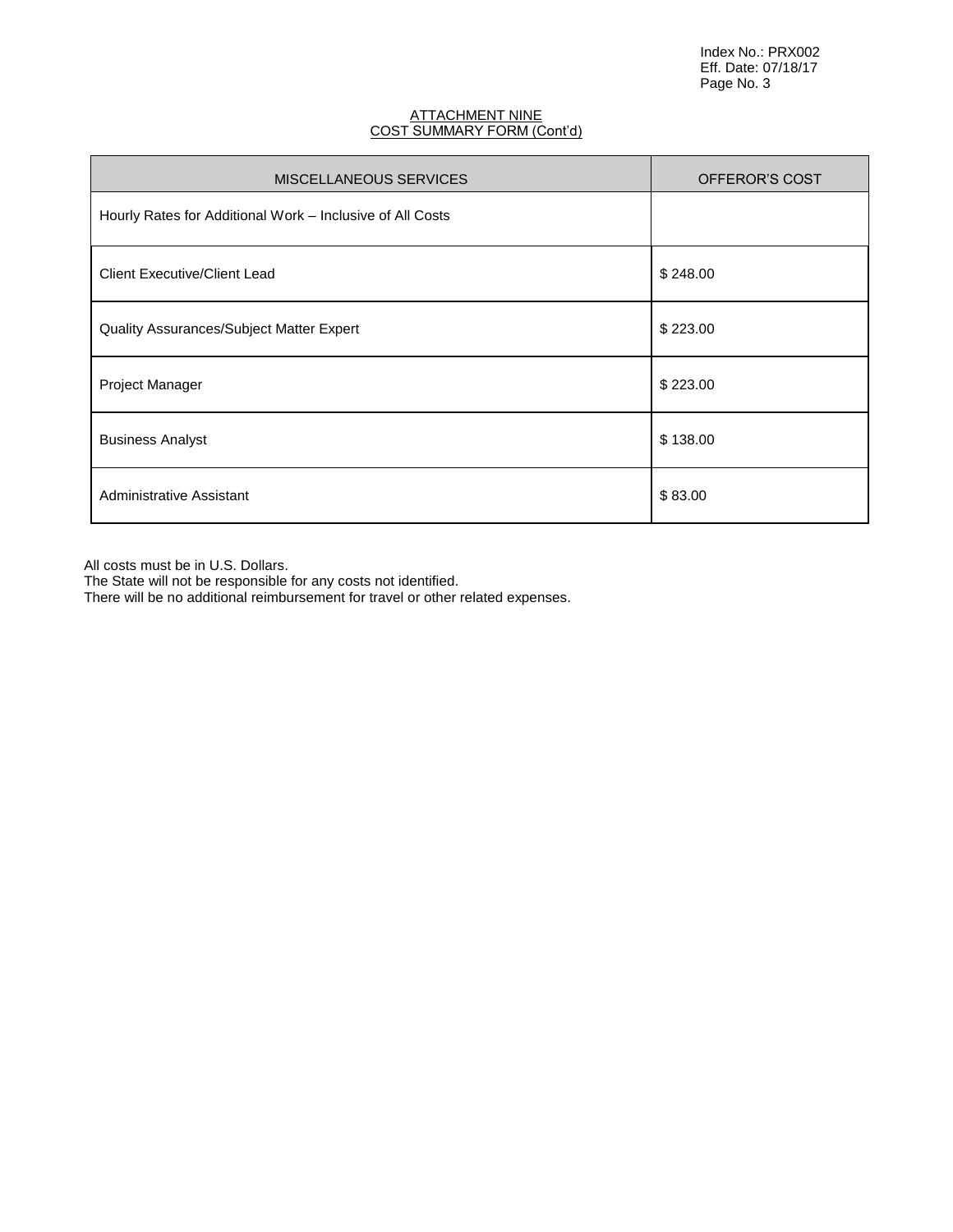## ATTACHMENT NINE
## COST SUMMARY FORM (Cont'd)

| MISCELLANEOUS SERVICES | OFFEROR'S COST |
|---|---|
| Hourly Rates for Additional Work – Inclusive of All Costs | |
| Client Executive/Client Lead | $ 248.00 |
| Quality Assurances/Subject Matter Expert | $ 223.00 |
| Project Manager | $ 223.00 |
| Business Analyst | $ 138.00 |
| Administrative Assistant | $ 83.00 |

All costs must be in U.S. Dollars.
The State will not be responsible for any costs not identified.
There will be no additional reimbursement for travel or other related expenses.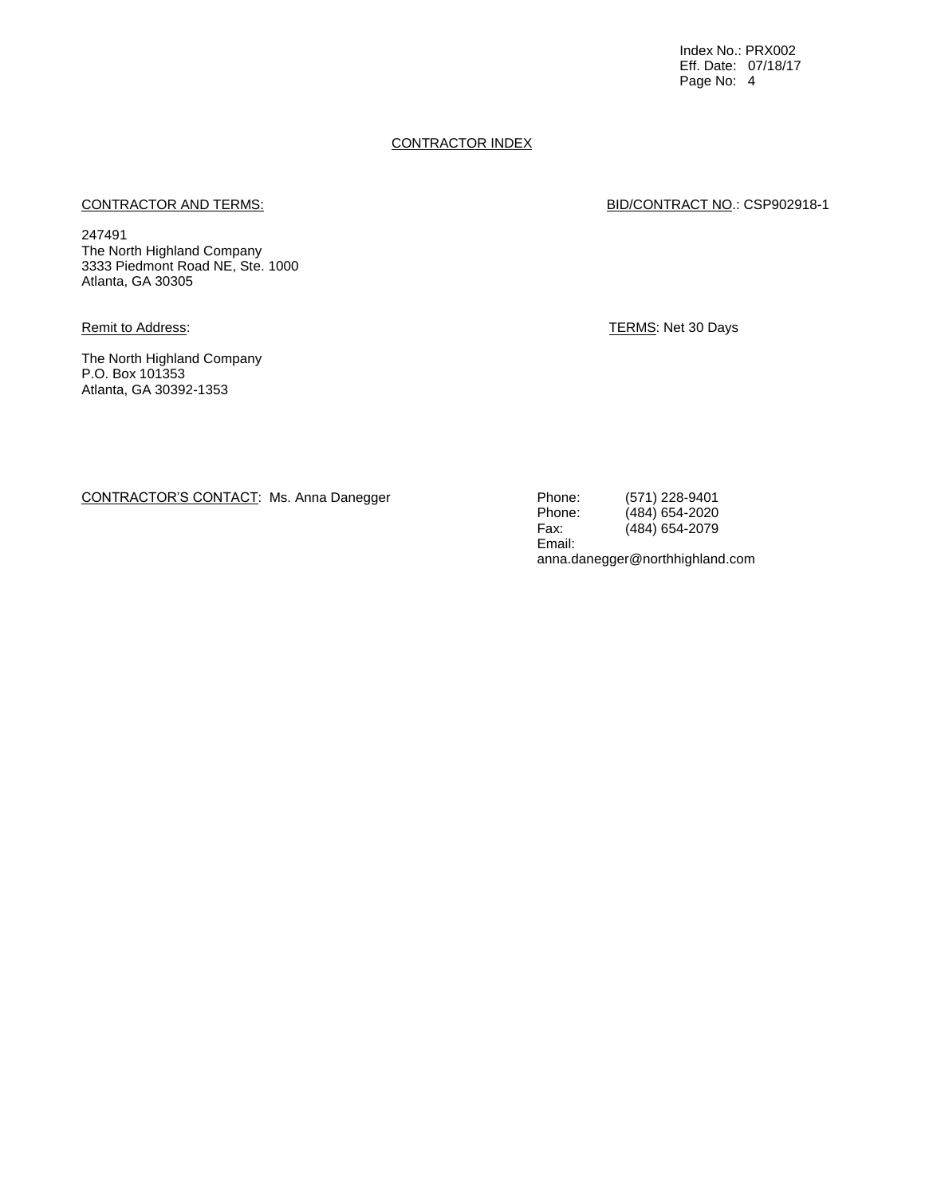Index No.: PRX002
Eff. Date: 07/18/17
Page No: 4

## CONTRACTOR INDEX

CONTRACTOR AND TERMS:

BID/CONTRACT NO.: CSP902918-1

247491
The North Highland Company
3333 Piedmont Road NE, Ste. 1000
Atlanta, GA 30305

Remit to Address:

TERMS: Net 30 Days

The North Highland Company
P.O. Box 101353
Atlanta, GA 30392-1353

CONTRACTOR'S CONTACT: Ms. Anna Danegger

Phone: (571) 228-9401
Phone: (484) 654-2020
Fax: (484) 654-2079
Email:
anna.danegger@northhighland.com